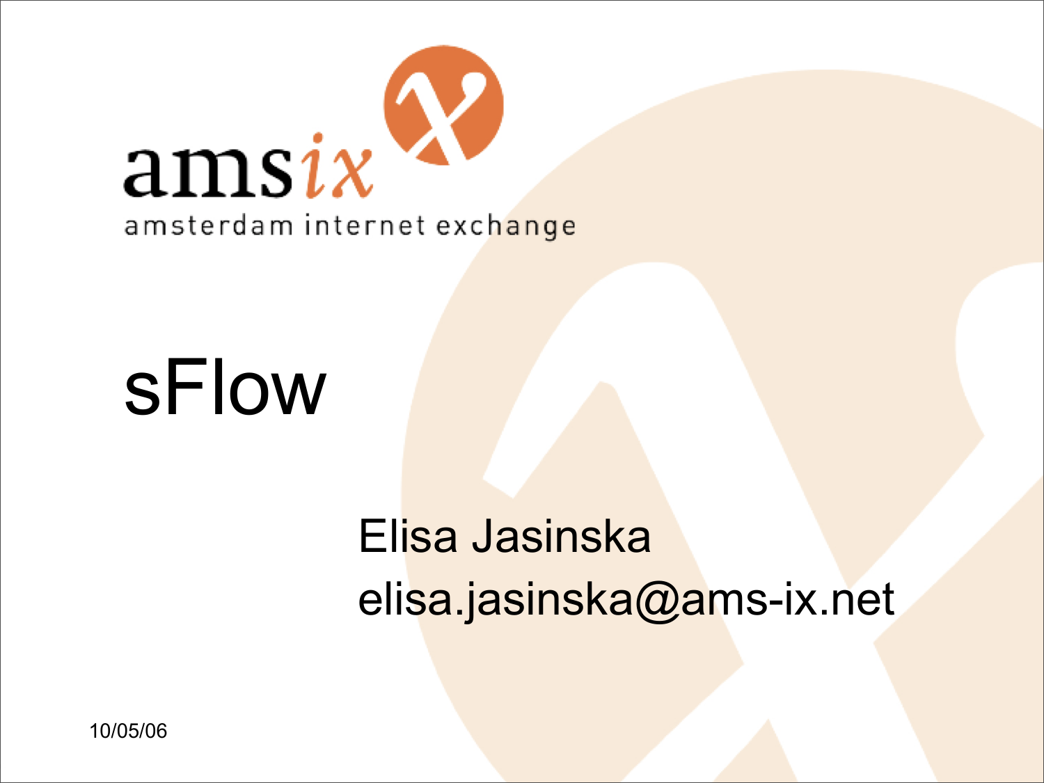amsix

amsterdam internet exchange

# sFlow

Elisa Jasinska

elisa.jasinska@ams-ix.net

10/05/06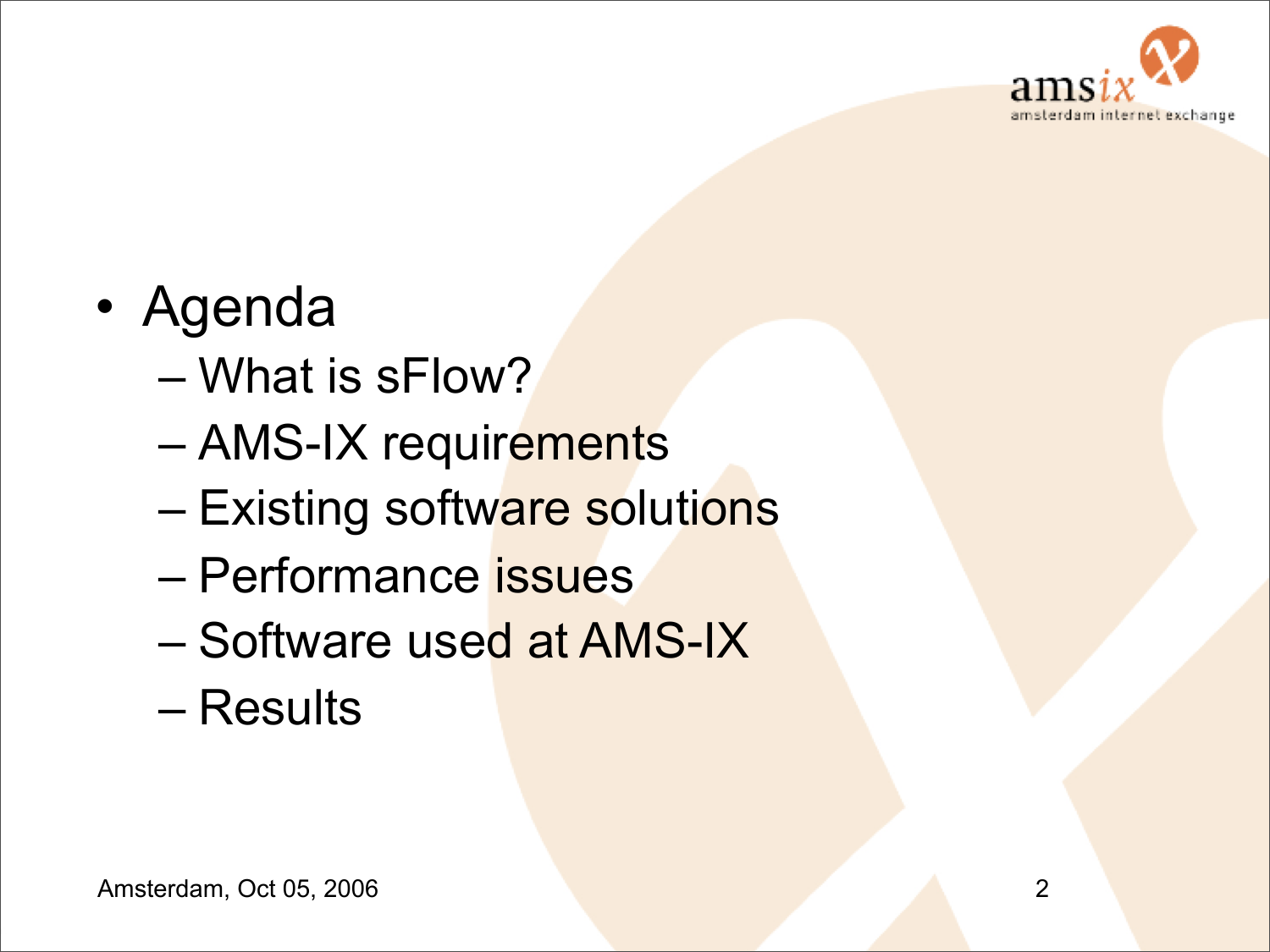- Agenda
  - What is sFlow?
  - AMS-IX requirements
  - Existing software solutions
  - Performance issues
  - Software used at AMS-IX
  - Results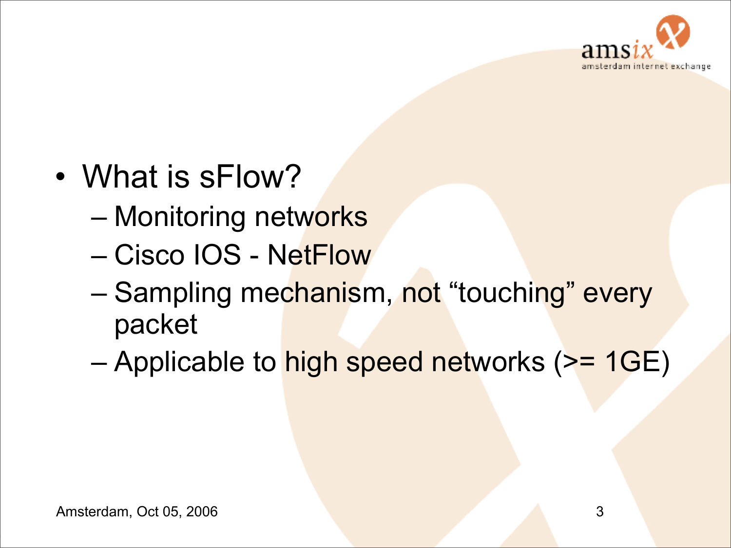- What is sFlow?
  - Monitoring networks
  - Cisco IOS - NetFlow
  - Sampling mechanism, not “touching” every packet
  - Applicable to high speed networks (>= 1GE)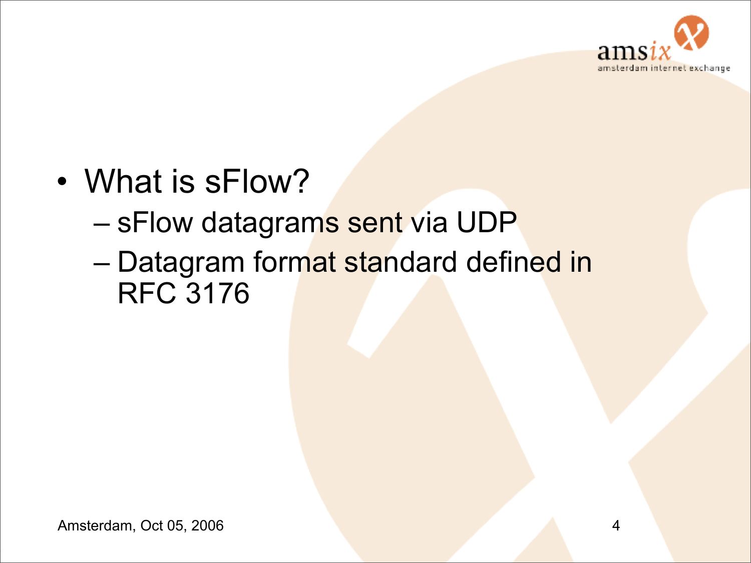- What is sFlow?
  - sFlow datagrams sent via UDP
  - Datagram format standard defined in RFC 3176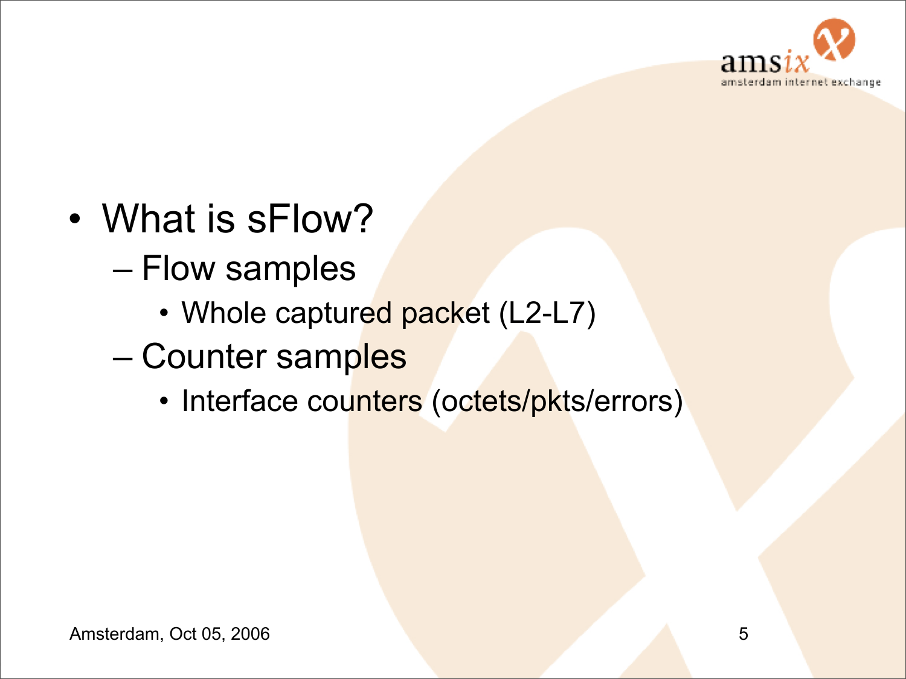- What is sFlow?
  - Flow samples
    - Whole captured packet (L2-L7)
  - Counter samples
    - Interface counters (octets/pkts/errors)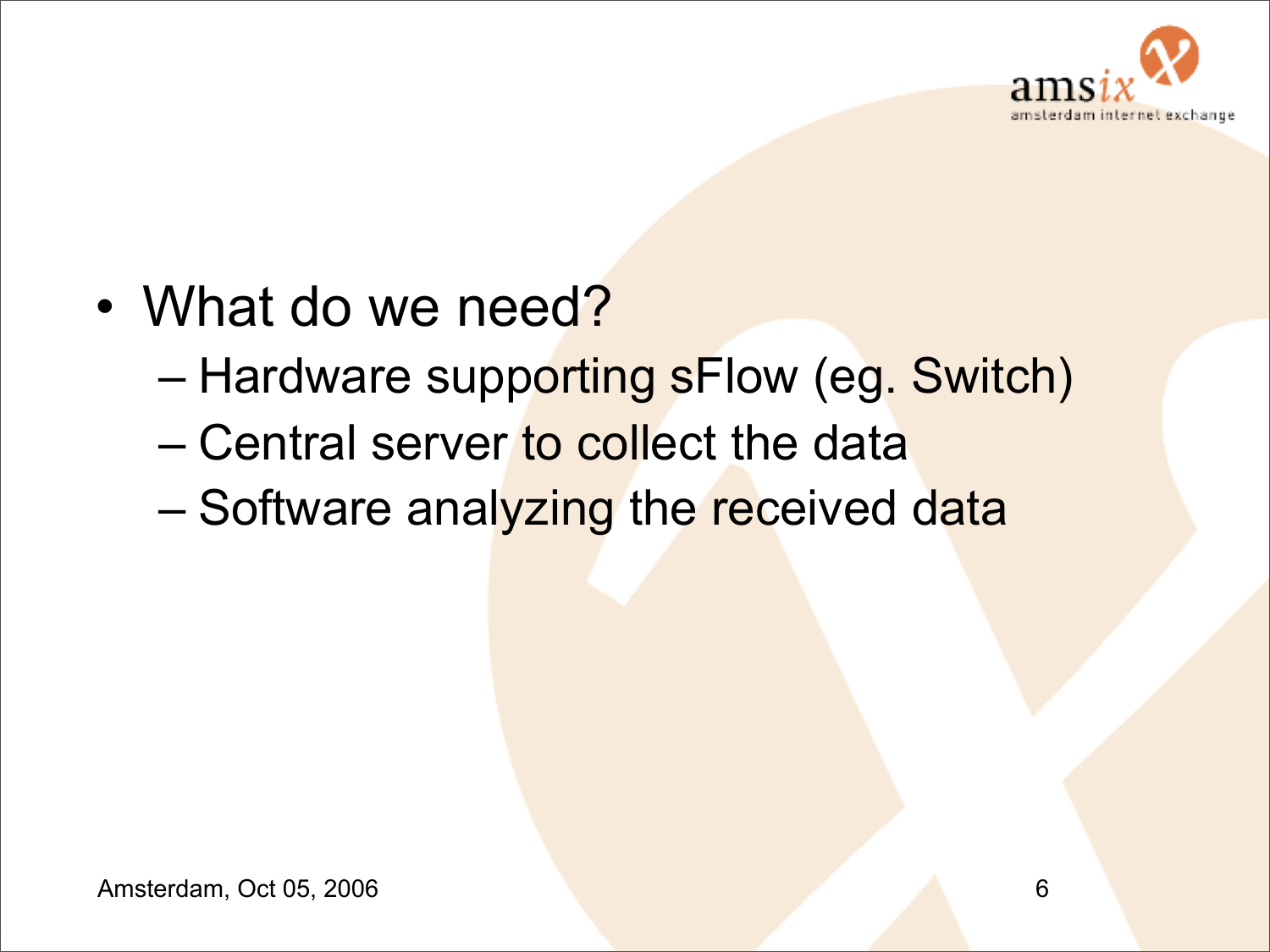- What do we need?
  - Hardware supporting sFlow (eg. Switch)
  - Central server to collect the data
  - Software analyzing the received data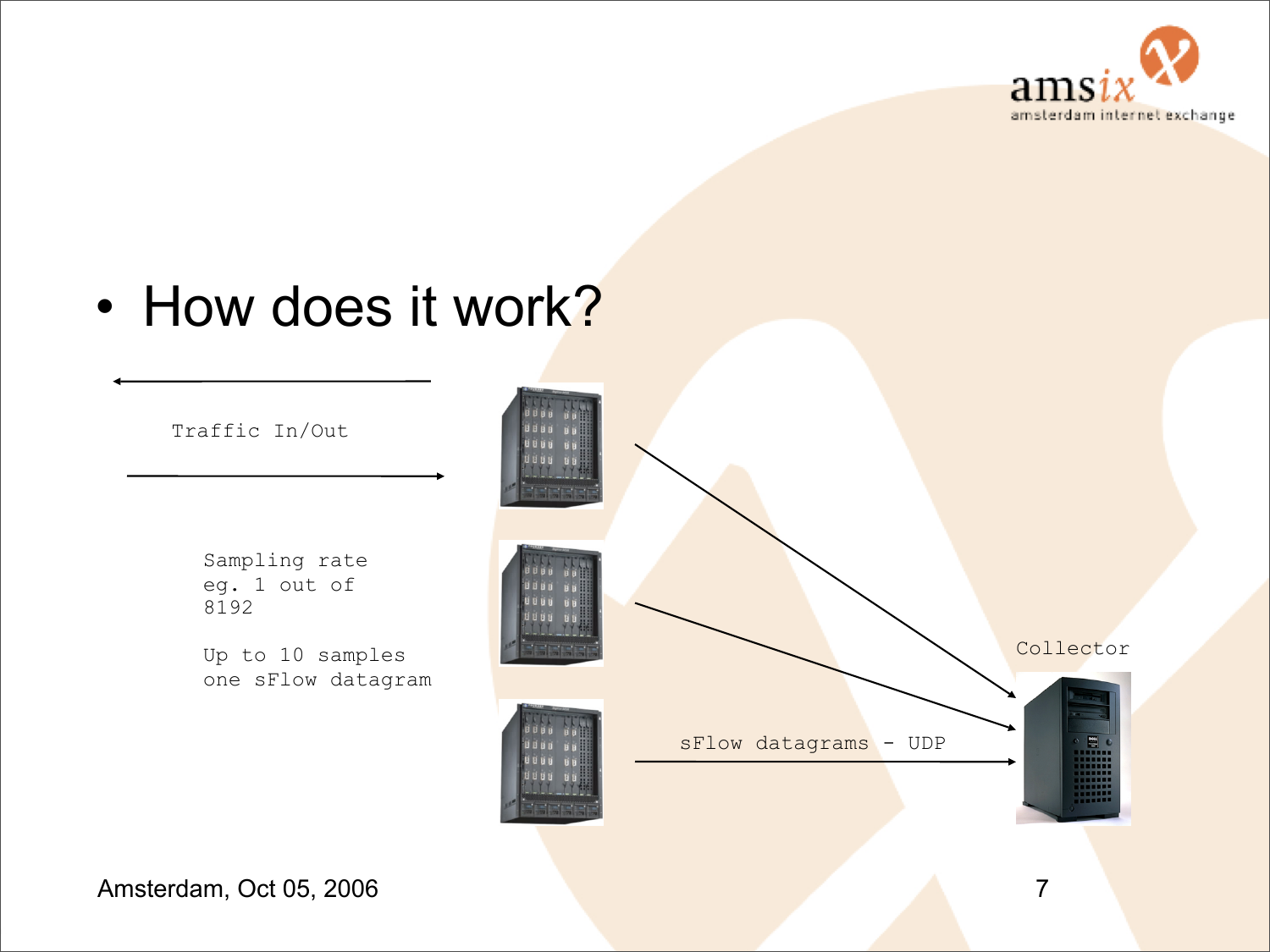- How does it work?

Traffic In/Out

Sampling rate
eg. 1 out of
8192

Up to 10 samples
one sFlow datagram

sFlow datagrams - UDP

Collector

Amsterdam, Oct 05, 2006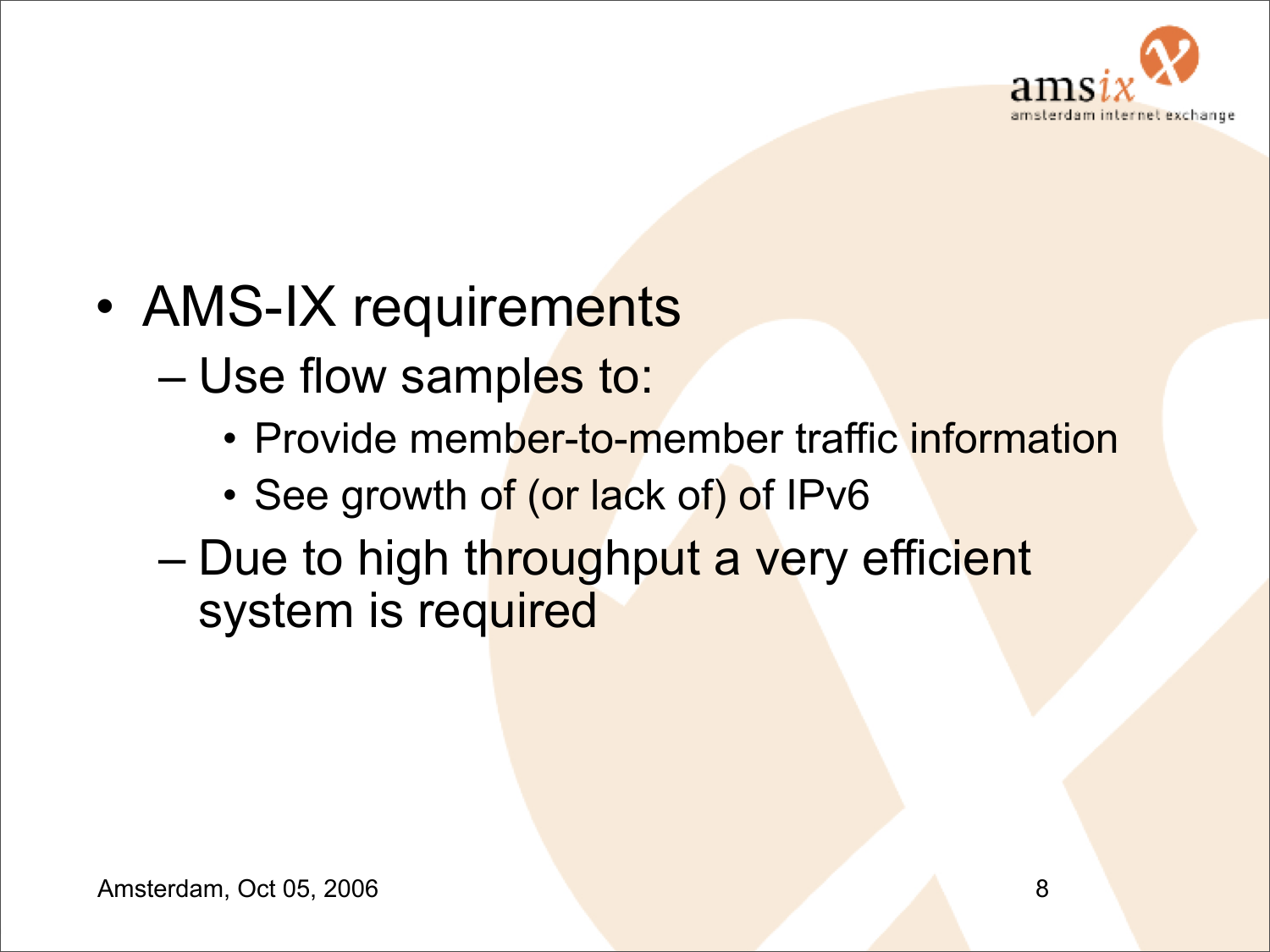- AMS-IX requirements
  - Use flow samples to:
    - Provide member-to-member traffic information
    - See growth of (or lack of) of IPv6
  - Due to high throughput a very efficient system is required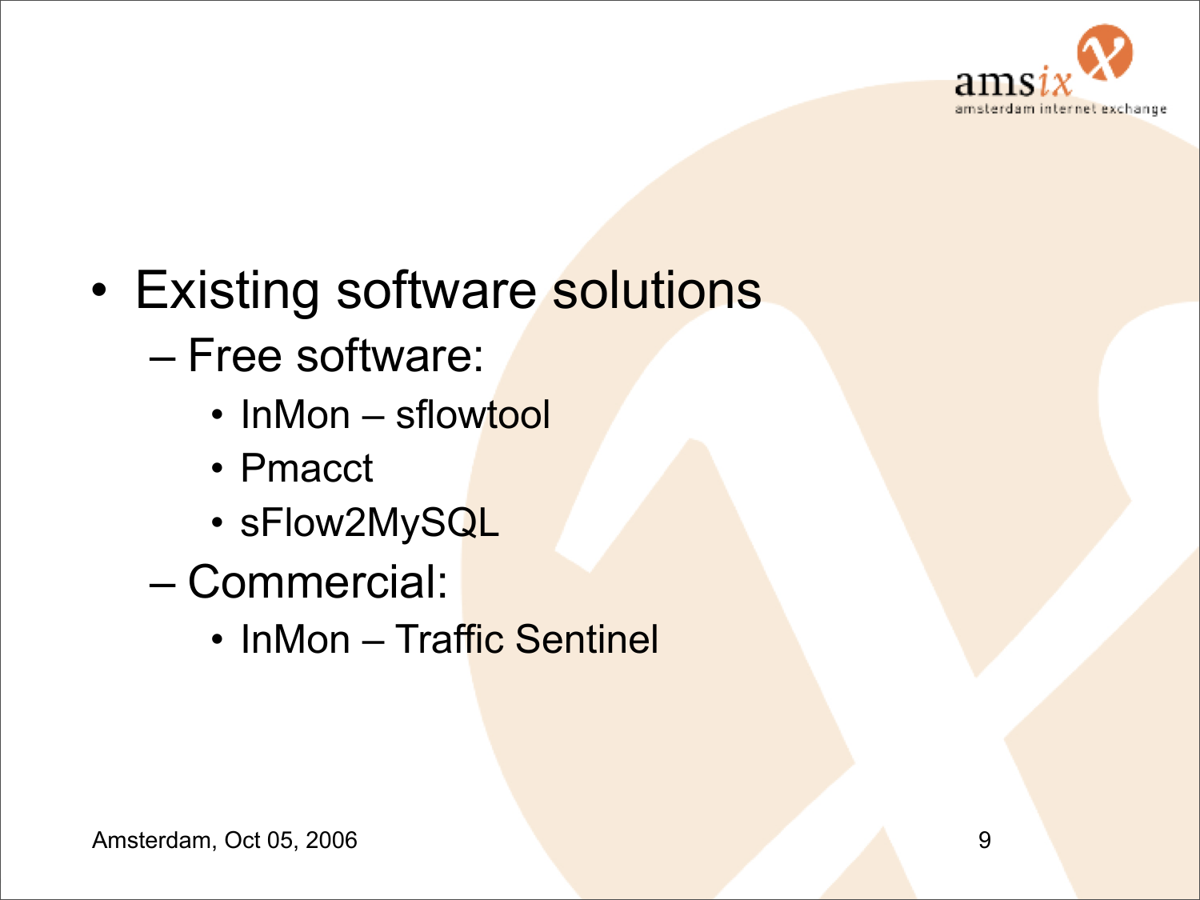- Existing software solutions
  - Free software:
    - InMon – sflowtool
    - Pmacct
    - sFlow2MySQL
  - Commercial:
    - InMon – Traffic Sentinel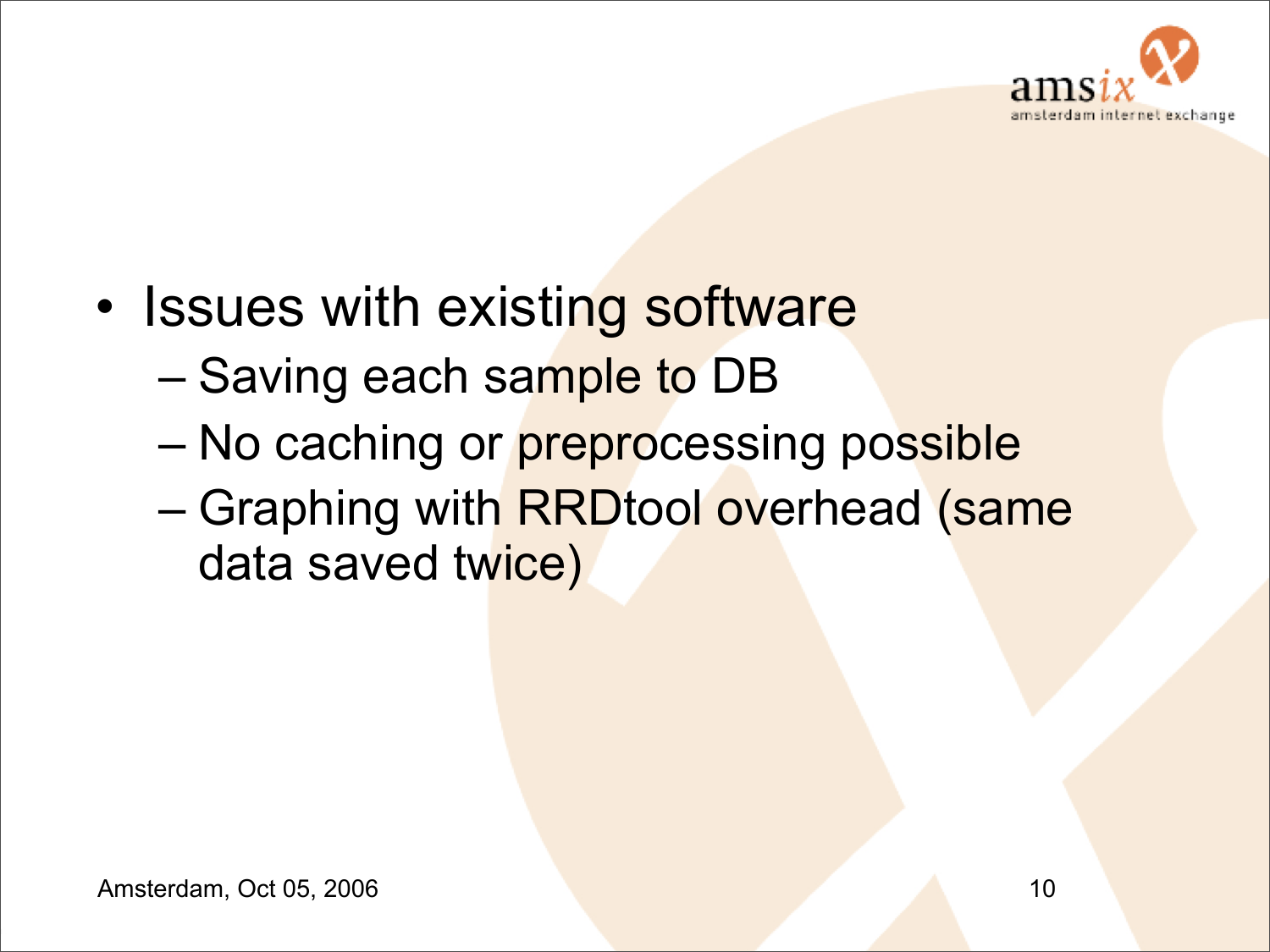- Issues with existing software
  - Saving each sample to DB
  - No caching or preprocessing possible
  - Graphing with RRDtool overhead (same data saved twice)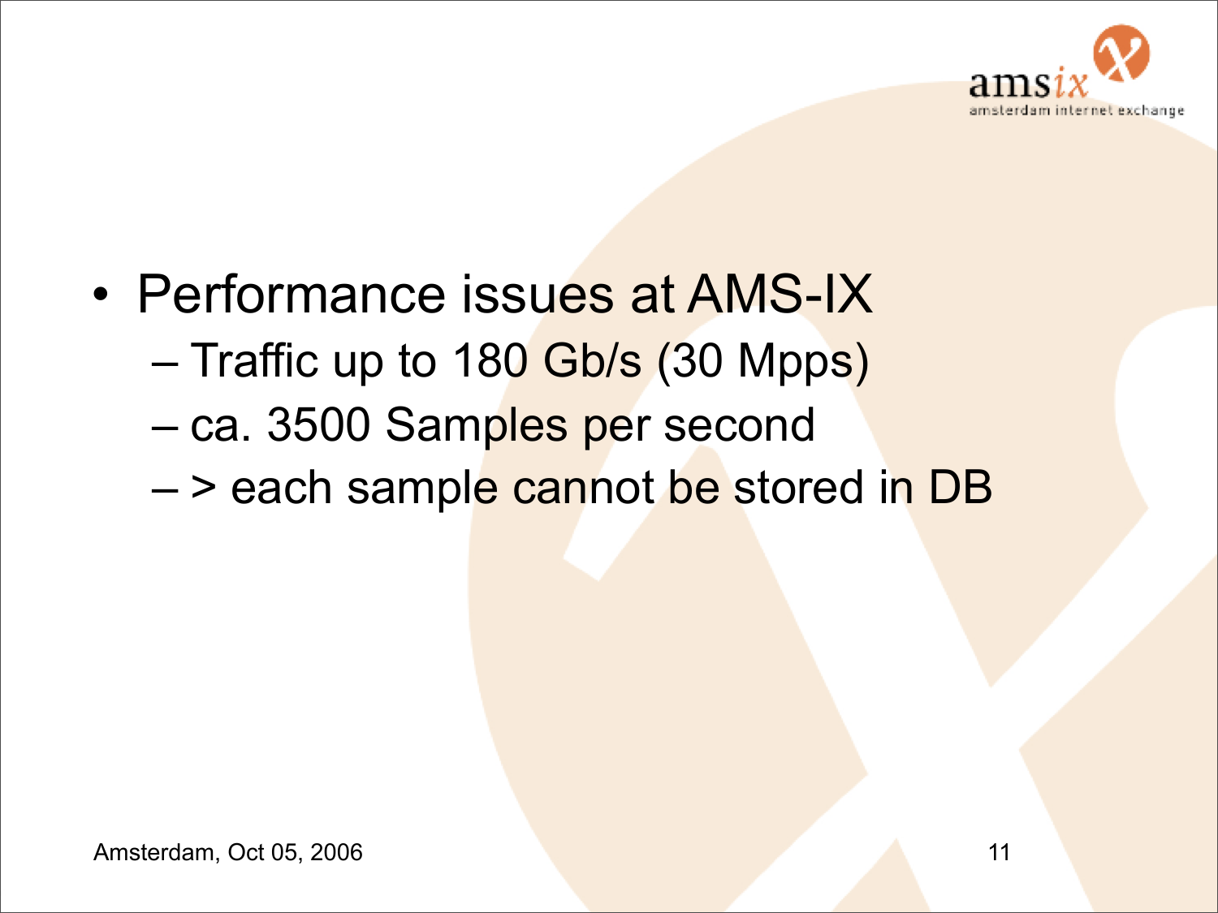- Performance issues at AMS-IX
  - Traffic up to 180 Gb/s (30 Mpps)
  - ca. 3500 Samples per second
  - > each sample cannot be stored in DB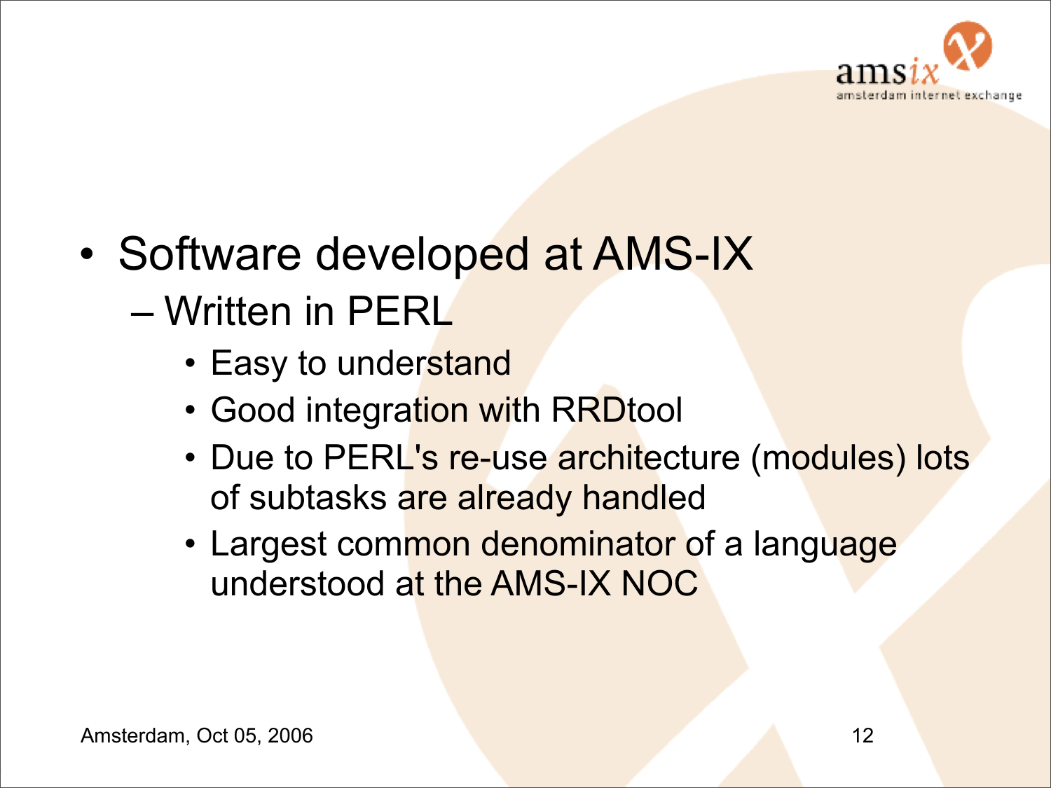- Software developed at AMS-IX
  - Written in PERL
    - Easy to understand
    - Good integration with RRDtool
    - Due to PERL's re-use architecture (modules) lots of subtasks are already handled
    - Largest common denominator of a language understood at the AMS-IX NOC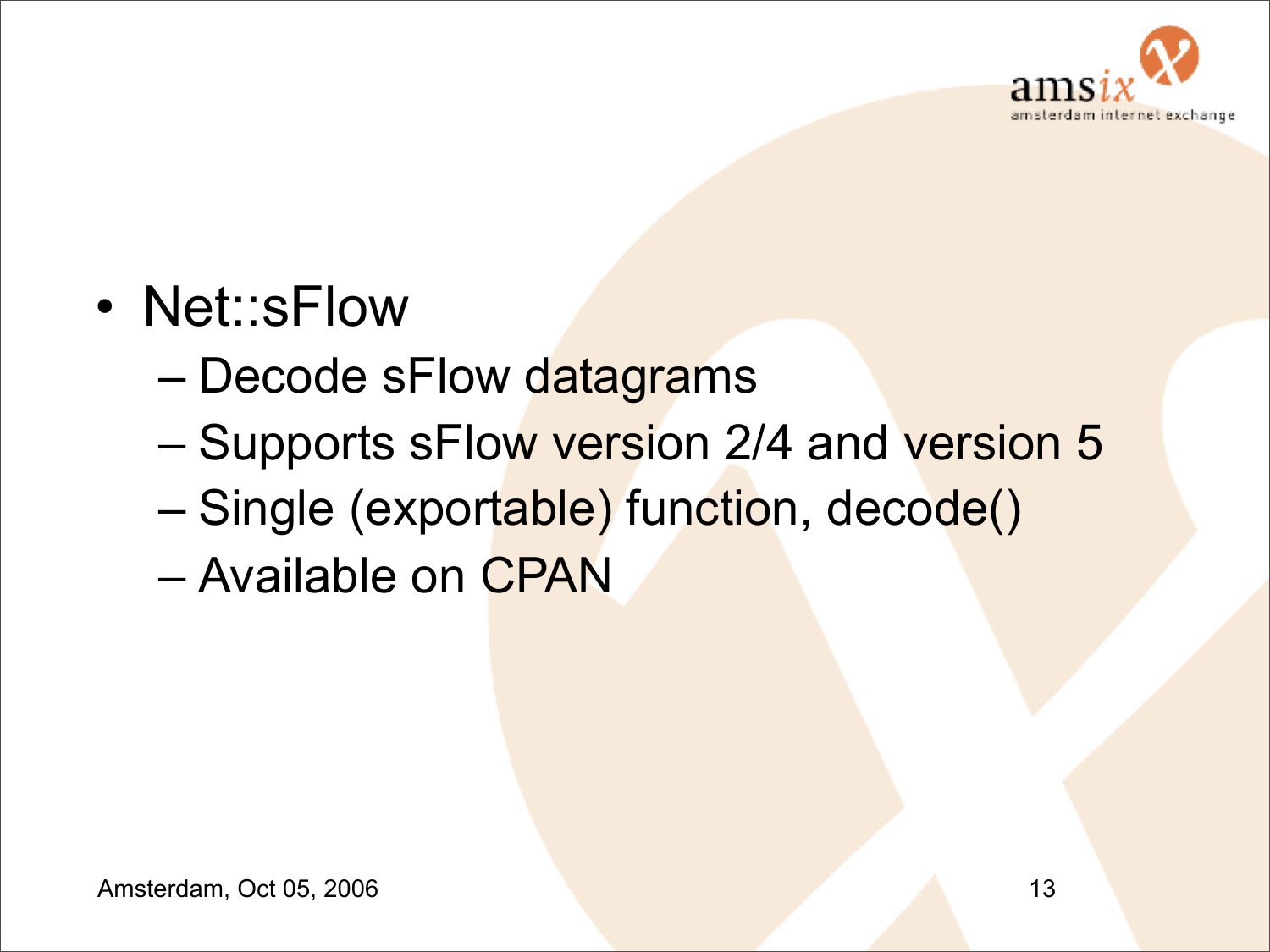- Net::sFlow
  - Decode sFlow datagrams
  - Supports sFlow version 2/4 and version 5
  - Single (exportable) function, decode()
  - Available on CPAN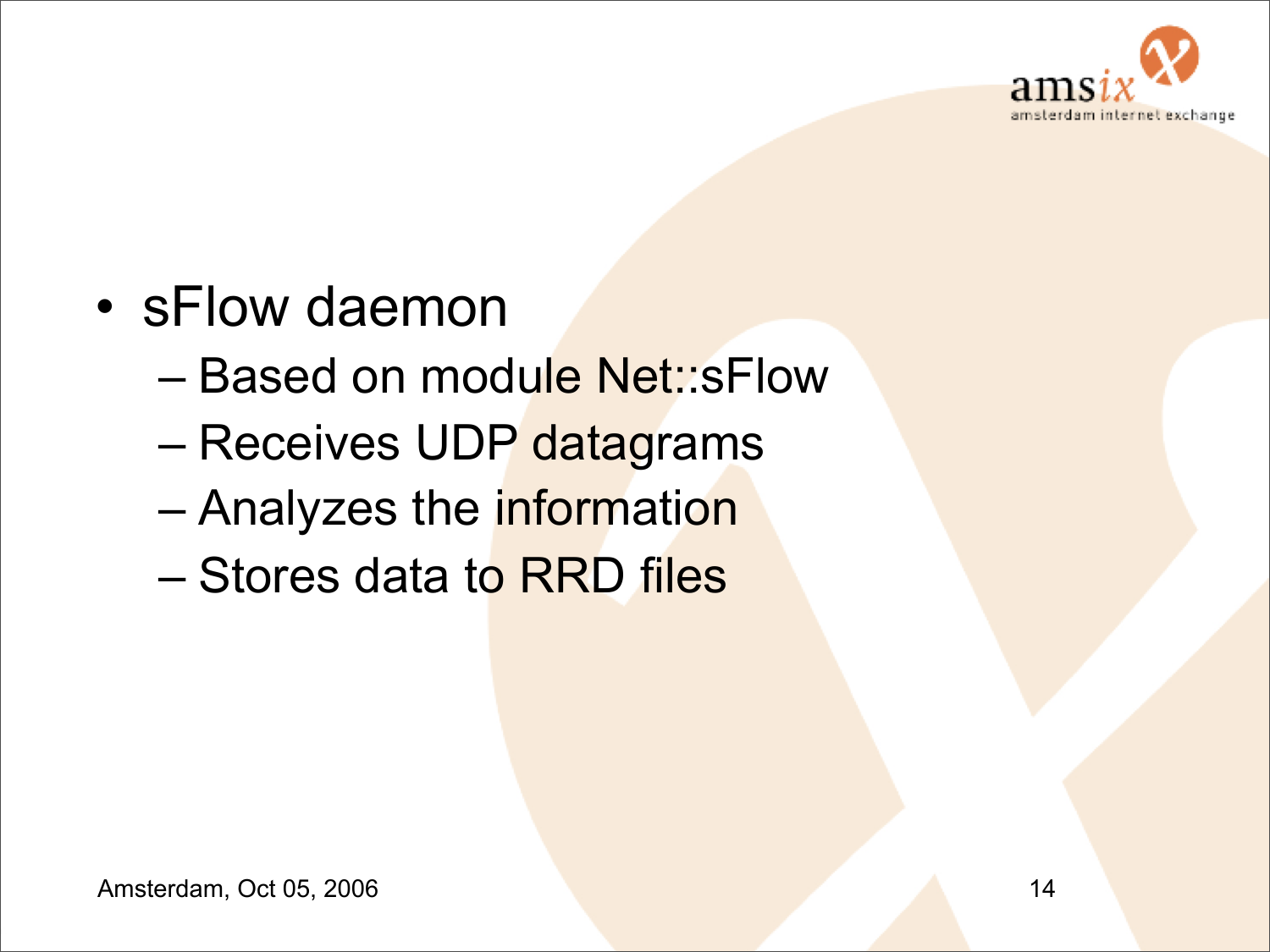- sFlow daemon
  - Based on module Net::sFlow
  - Receives UDP datagrams
  - Analyzes the information
  - Stores data to RRD files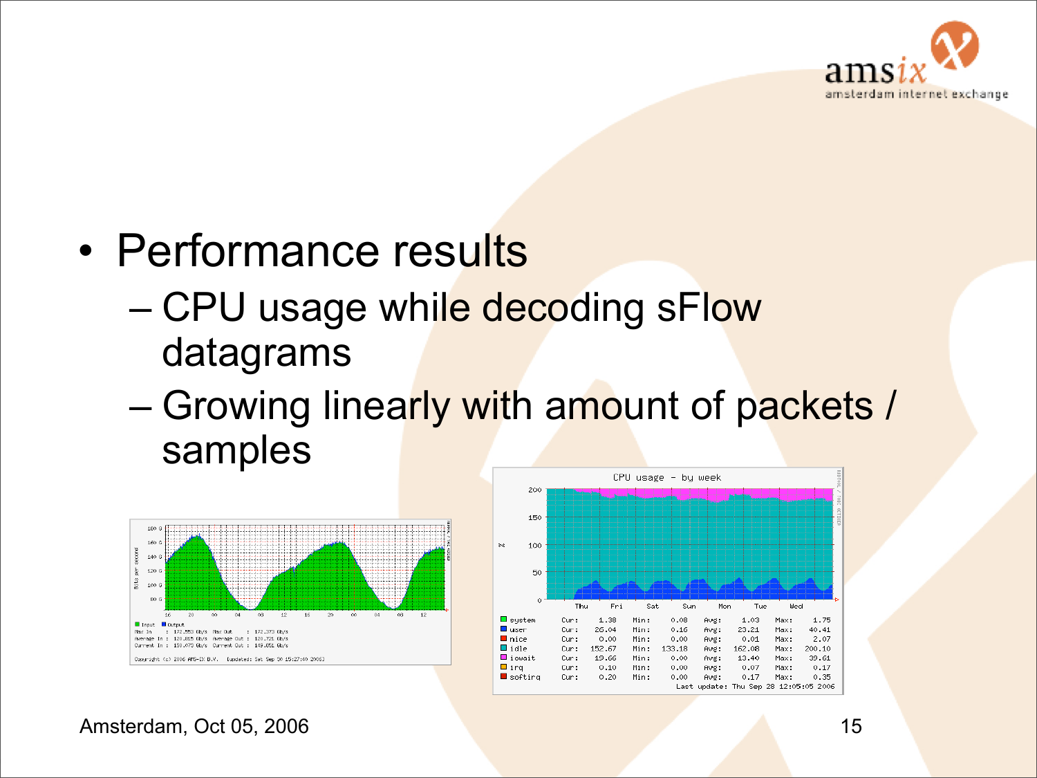- Performance results
  - CPU usage while decoding sFlow datagrams
  - Growing linearly with amount of packets / samples

Amsterdam, Oct 05, 2006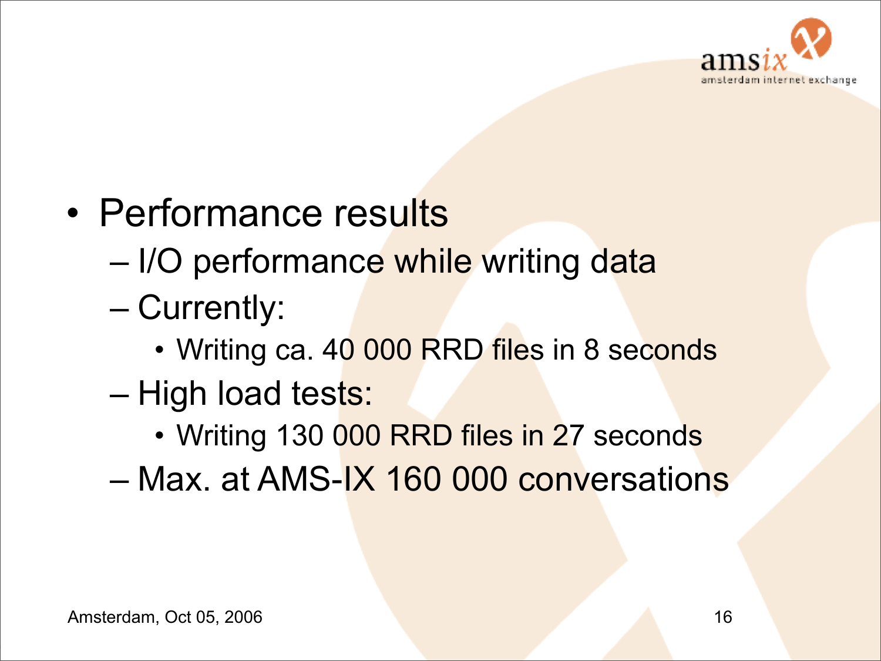- Performance results
  - I/O performance while writing data
  - Currently:
    - Writing ca. 40 000 RRD files in 8 seconds
  - High load tests:
    - Writing 130 000 RRD files in 27 seconds
  - Max. at AMS-IX 160 000 conversations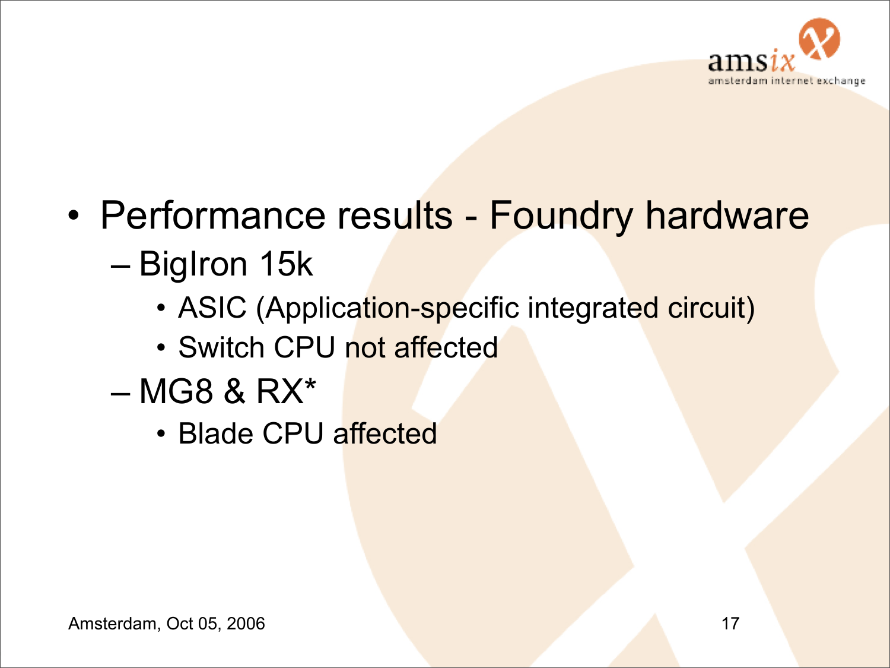- Performance results - Foundry hardware
  - BigIron 15k
    - ASIC (Application-specific integrated circuit)
    - Switch CPU not affected
  - MG8 & RX*
    - Blade CPU affected

Amsterdam, Oct 05, 2006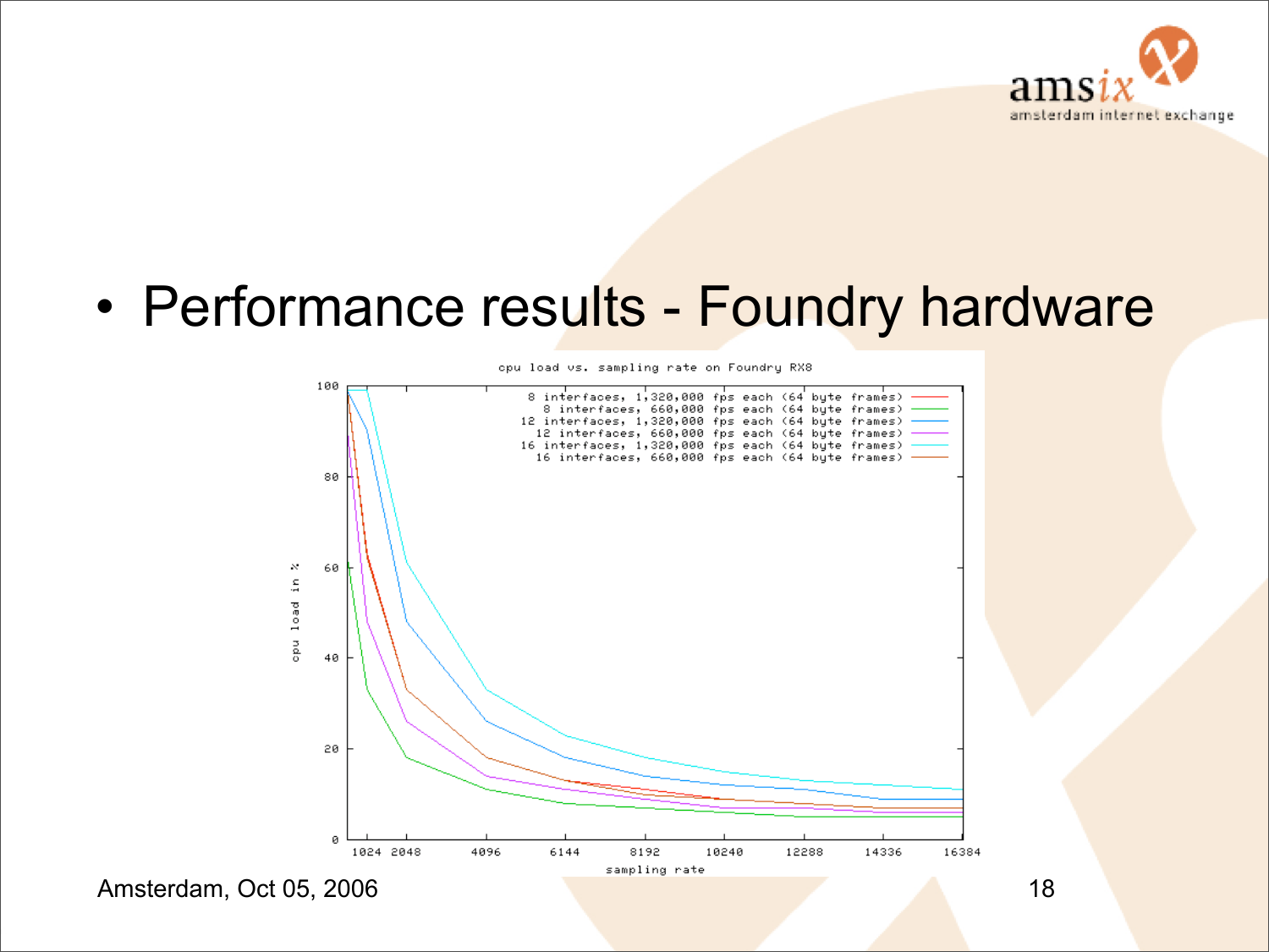- Performance results - Foundry hardware

cpu load vs. sampling rate on Foundry RX8

- 8 interfaces, 1,320,000 fps each (64 byte frames)
- 8 interfaces, 660,000 fps each (64 byte frames)
- 12 interfaces, 1,320,000 fps each (64 byte frames)
- 12 interfaces, 660,000 fps each (64 byte frames)
- 16 interfaces, 1,320,000 fps each (64 byte frames)
- 16 interfaces, 660,000 fps each (64 byte frames)

cpu load in %

sampling rate

Amsterdam, Oct 05, 2006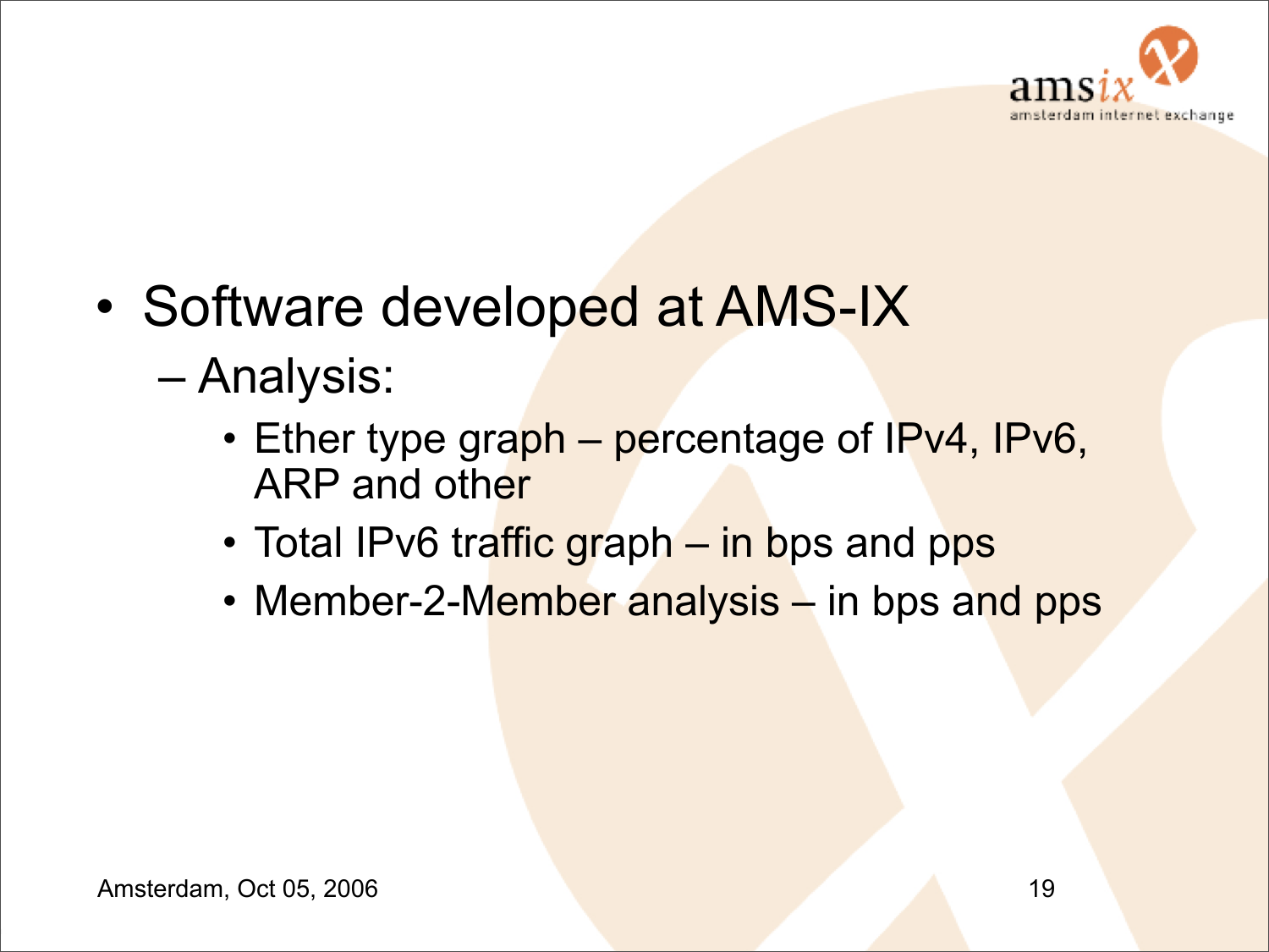- Software developed at AMS-IX
  - Analysis:
    - Ether type graph – percentage of IPv4, IPv6, ARP and other
    - Total IPv6 traffic graph – in bps and pps
    - Member-2-Member analysis – in bps and pps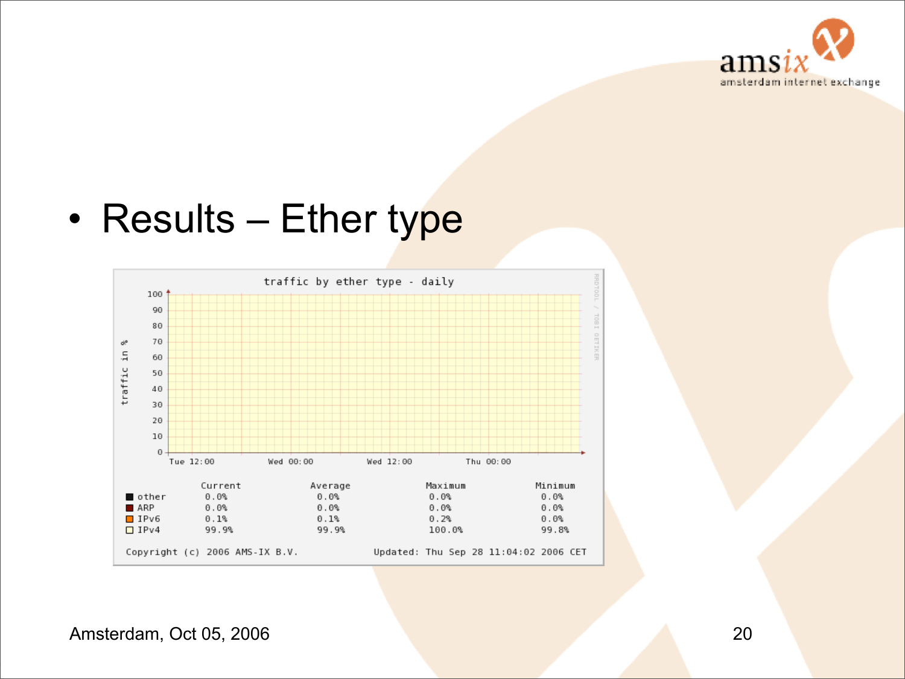- Results – Ether type

traffic by ether type - daily

| | Current | Average | Maximum | Minimum |
|---|---|---|---|---|
| other | 0.0% | 0.0% | 0.0% | 0.0% |
| ARP | 0.0% | 0.0% | 0.0% | 0.0% |
| IPv6 | 0.1% | 0.1% | 0.2% | 0.0% |
| IPv4 | 99.9% | 99.9% | 100.0% | 99.8% |

Copyright (c) 2006 AMS-IX B.V. Updated: Thu Sep 28 11:04:02 2006 CET

Amsterdam, Oct 05, 2006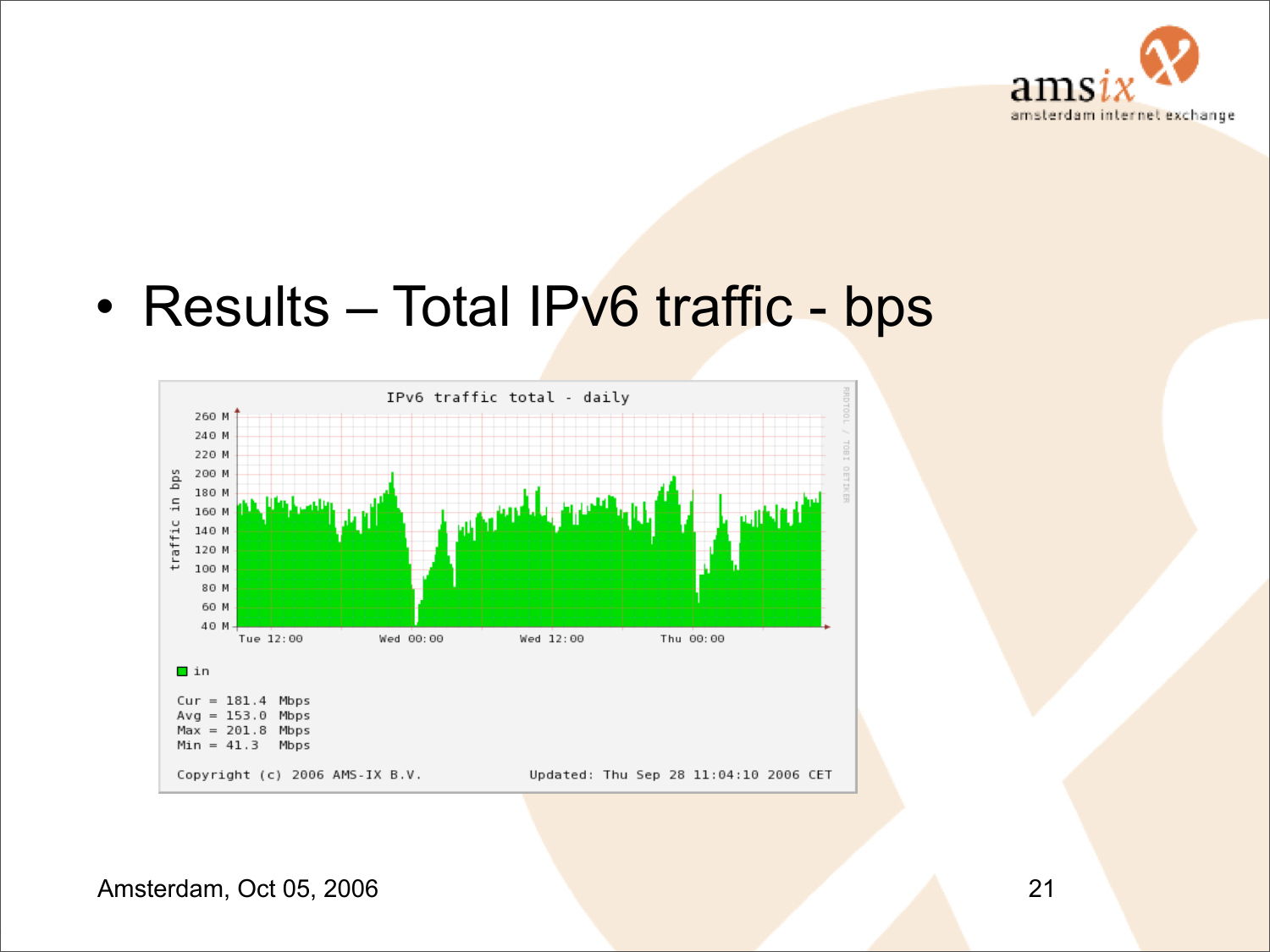- Results – Total IPv6 traffic - bps

IPv6 traffic total - daily

in

Cur = 181.4 Mbps
Avg = 153.0 Mbps
Max = 201.8 Mbps
Min = 41.3 Mbps

Copyright (c) 2006 AMS-IX B.V.    Updated: Thu Sep 28 11:04:10 2006 CET

Amsterdam, Oct 05, 2006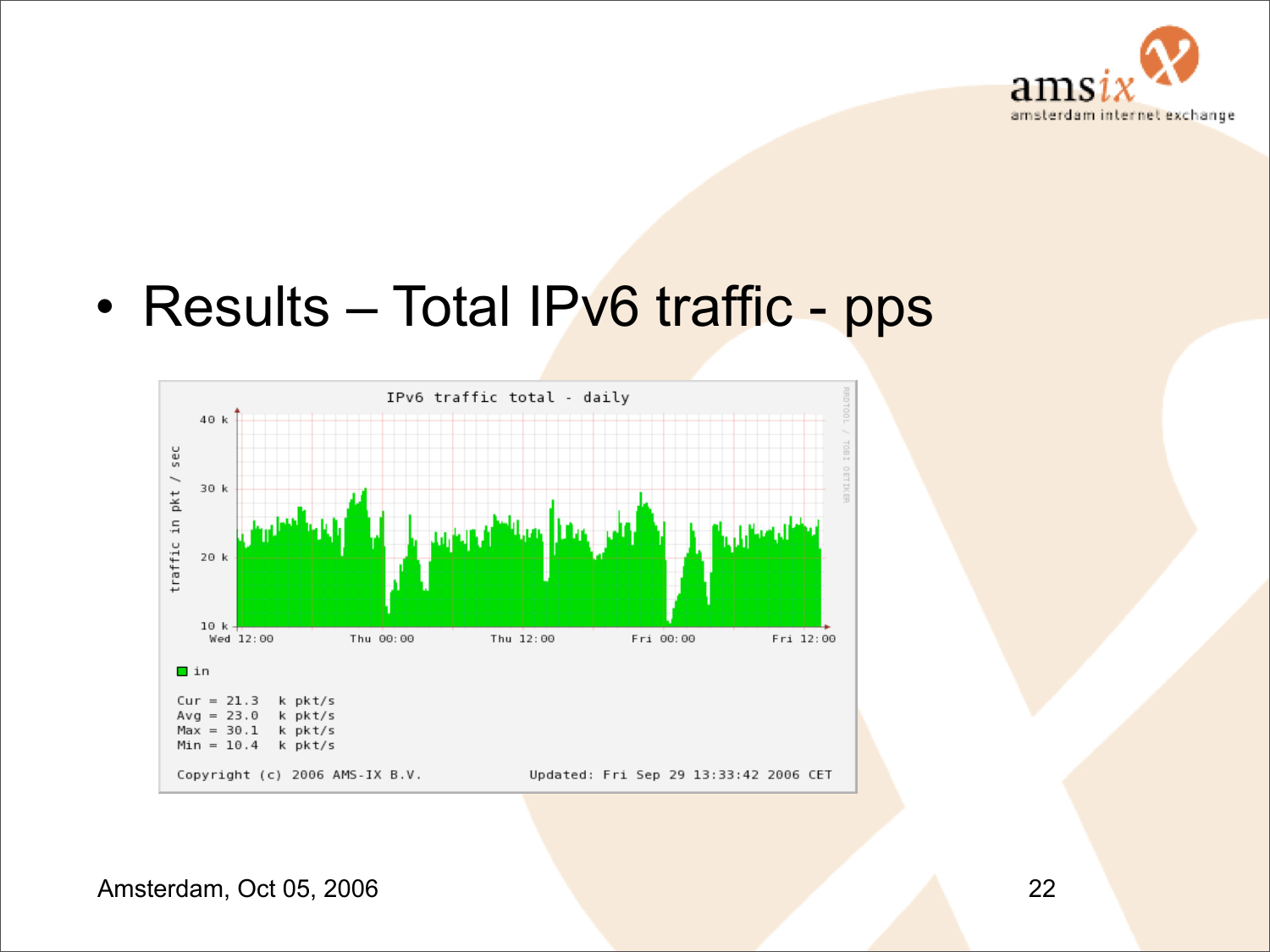- Results – Total IPv6 traffic - pps

IPv6 traffic total - daily

Cur = 21.3 k pkt/s
Avg = 23.0 k pkt/s
Max = 30.1 k pkt/s
Min = 10.4 k pkt/s

Copyright (c) 2006 AMS-IX B.V. Updated: Fri Sep 29 13:33:42 2006 CET

Amsterdam, Oct 05, 2006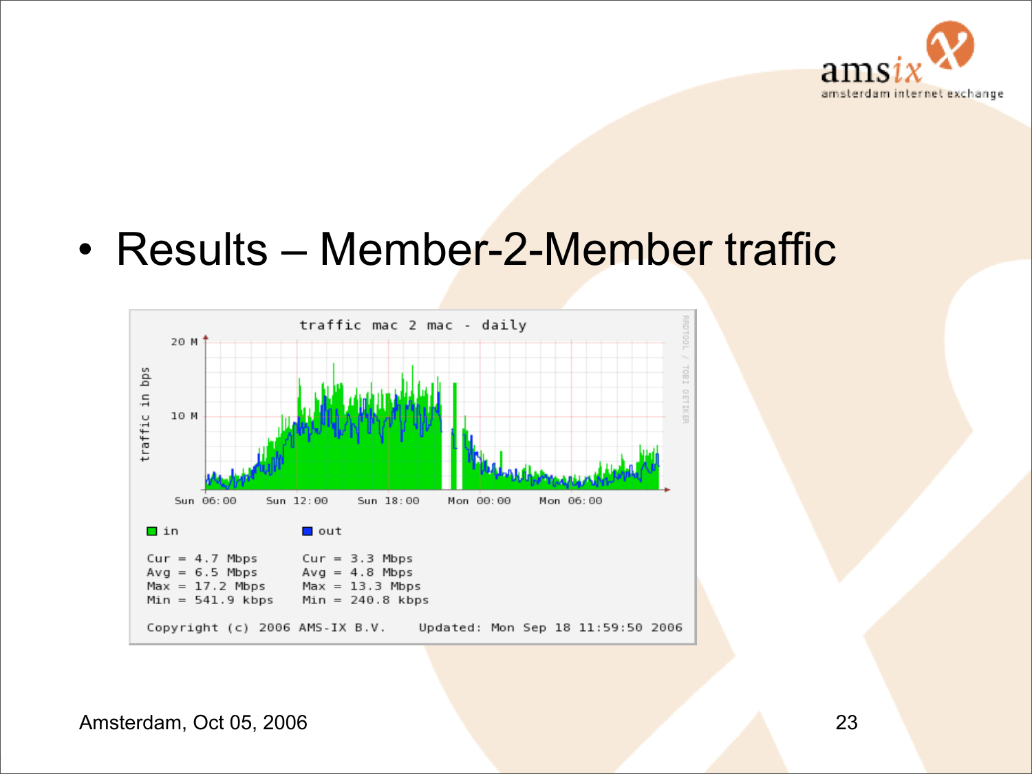- Results – Member-2-Member traffic

traffic mac 2 mac - daily

traffic in bps

20 M

10 M

Sun 06:00 Sun 12:00 Sun 18:00 Mon 00:00 Mon 06:00

in

Cur = 4.7 Mbps
Avg = 6.5 Mbps
Max = 17.2 Mbps
Min = 541.9 kbps

out

Cur = 3.3 Mbps
Avg = 4.8 Mbps
Max = 13.3 Mbps
Min = 240.8 kbps

Copyright (c) 2006 AMS-IX B.V. Updated: Mon Sep 18 11:59:50 2006

RRDTOOL / TOBI OETIKER

Amsterdam, Oct 05, 2006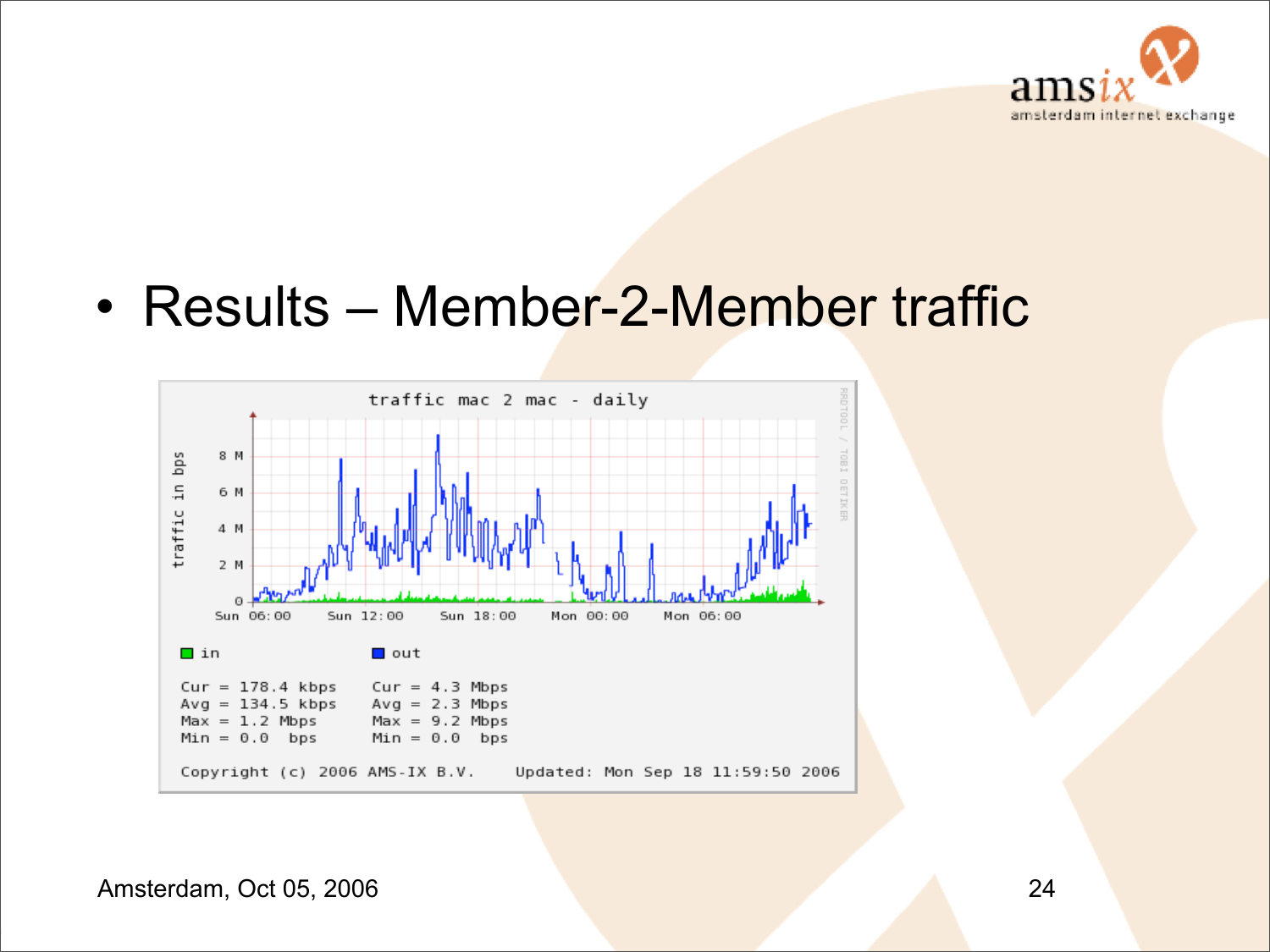- Results – Member-2-Member traffic

traffic mac 2 mac - daily

| in | out |
| --- | --- |
| Cur = 178.4 kbps | Cur = 4.3 Mbps |
| Avg = 134.5 kbps | Avg = 2.3 Mbps |
| Max = 1.2 Mbps | Max = 9.2 Mbps |
| Min = 0.0 bps | Min = 0.0 bps |

Copyright (c) 2006 AMS-IX B.V.     Updated: Mon Sep 18 11:59:50 2006

Amsterdam, Oct 05, 2006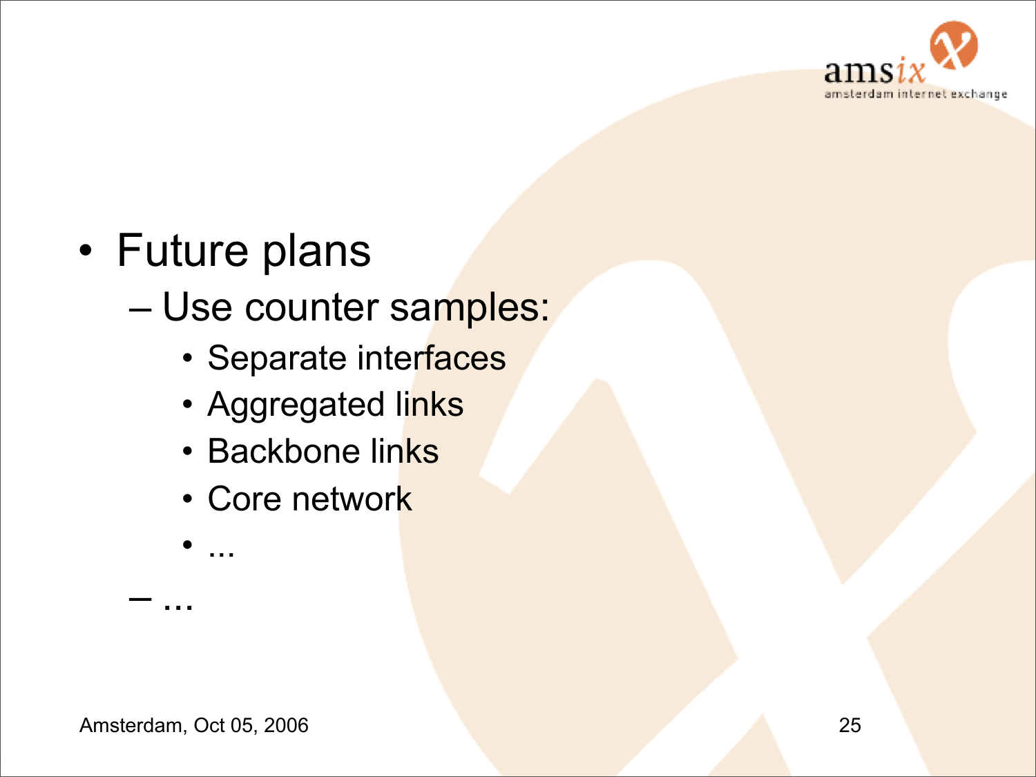- Future plans
  - Use counter samples:
    - Separate interfaces
    - Aggregated links
    - Backbone links
    - Core network
    - ...
  - ...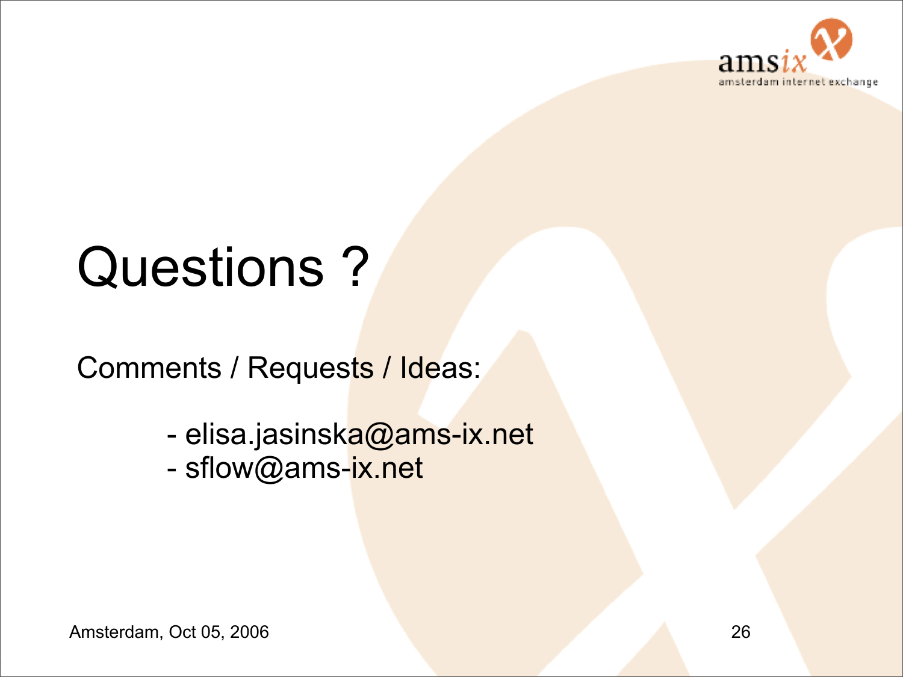# Questions ?

Comments / Requests / Ideas:

- elisa.jasinska@ams-ix.net
- sflow@ams-ix.net

Amsterdam, Oct 05, 2006